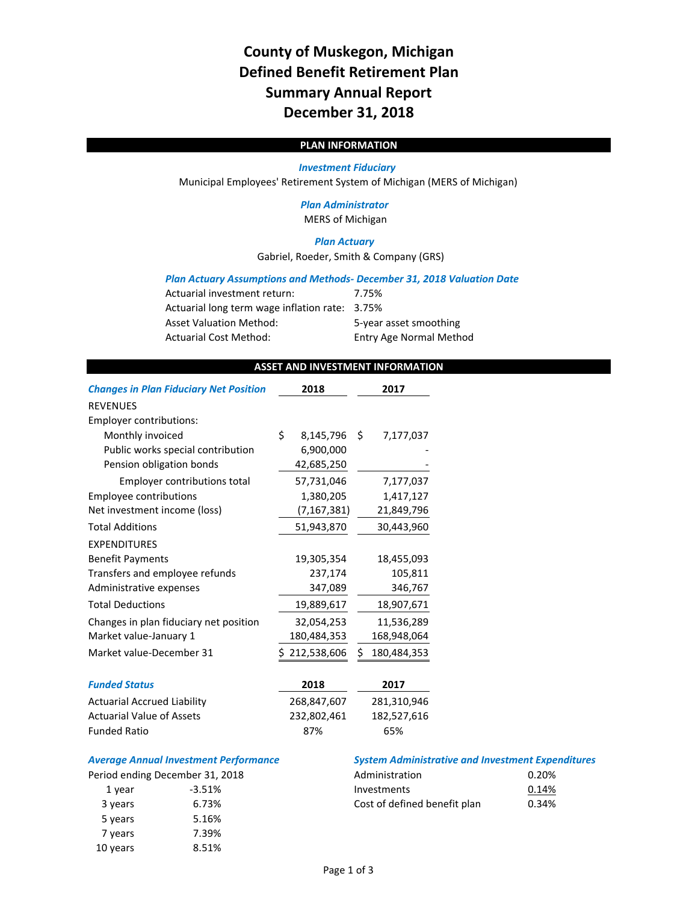# County of Muskegon, Michigan
# Defined Benefit Retirement Plan
# Summary Annual Report
# December 31, 2018

## PLAN INFORMATION

***Investment Fiduciary***

Municipal Employees' Retirement System of Michigan (MERS of Michigan)

***Plan Administrator***

MERS of Michigan

***Plan Actuary***

Gabriel, Roeder, Smith & Company (GRS)

***Plan Actuary Assumptions and Methods- December 31, 2018 Valuation Date***

| | |
|---|---|
| Actuarial investment return: | 7.75% |
| Actuarial long term wage inflation rate: | 3.75% |
| Asset Valuation Method: | 5-year asset smoothing |
| Actuarial Cost Method: | Entry Age Normal Method |

## ASSET AND INVESTMENT INFORMATION

| ***Changes in Plan Fiduciary Net Position*** | 2018 | 2017 |
|---|---|---|
| REVENUES | | |
| Employer contributions: | | |
| Monthly invoiced | $ 8,145,796 | $ 7,177,037 |
| Public works special contribution | 6,900,000 | - |
| Pension obligation bonds | 42,685,250 | - |
| Employer contributions total | 57,731,046 | 7,177,037 |
| Employee contributions | 1,380,205 | 1,417,127 |
| Net investment income (loss) | (7,167,381) | 21,849,796 |
| Total Additions | 51,943,870 | 30,443,960 |
| EXPENDITURES | | |
| Benefit Payments | 19,305,354 | 18,455,093 |
| Transfers and employee refunds | 237,174 | 105,811 |
| Administrative expenses | 347,089 | 346,767 |
| Total Deductions | 19,889,617 | 18,907,671 |
| Changes in plan fiduciary net position | 32,054,253 | 11,536,289 |
| Market value-January 1 | 180,484,353 | 168,948,064 |
| Market value-December 31 | $ 212,538,606 | $ 180,484,353 |

| ***Funded Status*** | 2018 | 2017 |
|---|---|---|
| Actuarial Accrued Liability | 268,847,607 | 281,310,946 |
| Actuarial Value of Assets | 232,802,461 | 182,527,616 |
| Funded Ratio | 87% | 65% |

***Average Annual Investment Performance***

Period ending December 31, 2018

| | |
|---|---|
| 1 year | -3.51% |
| 3 years | 6.73% |
| 5 years | 5.16% |
| 7 years | 7.39% |
| 10 years | 8.51% |

***System Administrative and Investment Expenditures***

| | |
|---|---|
| Administration | 0.20% |
| Investments | 0.14% |
| Cost of defined benefit plan | 0.34% |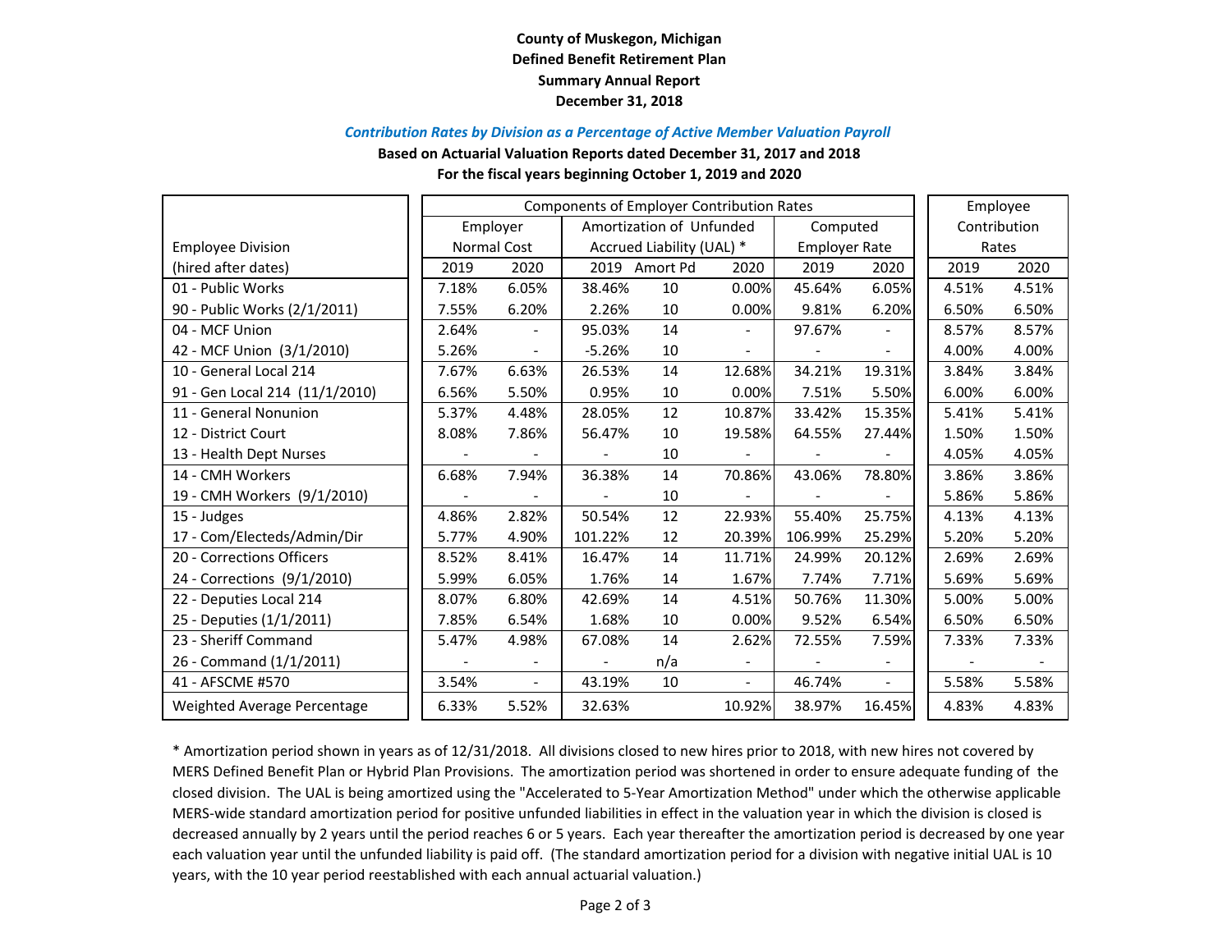**County of Muskegon, Michigan**
**Defined Benefit Retirement Plan**
**Summary Annual Report**
**December 31, 2018**

***Contribution Rates by Division as a Percentage of Active Member Valuation Payroll***

**Based on Actuarial Valuation Reports dated December 31, 2017 and 2018**
**For the fiscal years beginning October 1, 2019 and 2020**

| | Components of Employer Contribution Rates | | | | | | | Employee Contribution Rates | |
|---|---|---|---|---|---|---|---|---|---|
| Employee Division | Employer Normal Cost | | Amortization of Unfunded Accrued Liability (UAL) * | | | Computed Employer Rate | | | |
| (hired after dates) | 2019 | 2020 | 2019 | Amort Pd | 2020 | 2019 | 2020 | 2019 | 2020 |
| 01 - Public Works | 7.18% | 6.05% | 38.46% | 10 | 0.00% | 45.64% | 6.05% | 4.51% | 4.51% |
| 90 - Public Works (2/1/2011) | 7.55% | 6.20% | 2.26% | 10 | 0.00% | 9.81% | 6.20% | 6.50% | 6.50% |
| 04 - MCF Union | 2.64% | - | 95.03% | 14 | - | 97.67% | - | 8.57% | 8.57% |
| 42 - MCF Union (3/1/2010) | 5.26% | - | -5.26% | 10 | - | - | - | 4.00% | 4.00% |
| 10 - General Local 214 | 7.67% | 6.63% | 26.53% | 14 | 12.68% | 34.21% | 19.31% | 3.84% | 3.84% |
| 91 - Gen Local 214 (11/1/2010) | 6.56% | 5.50% | 0.95% | 10 | 0.00% | 7.51% | 5.50% | 6.00% | 6.00% |
| 11 - General Nonunion | 5.37% | 4.48% | 28.05% | 12 | 10.87% | 33.42% | 15.35% | 5.41% | 5.41% |
| 12 - District Court | 8.08% | 7.86% | 56.47% | 10 | 19.58% | 64.55% | 27.44% | 1.50% | 1.50% |
| 13 - Health Dept Nurses | - | - | - | 10 | - | - | - | 4.05% | 4.05% |
| 14 - CMH Workers | 6.68% | 7.94% | 36.38% | 14 | 70.86% | 43.06% | 78.80% | 3.86% | 3.86% |
| 19 - CMH Workers (9/1/2010) | - | - | - | 10 | - | - | - | 5.86% | 5.86% |
| 15 - Judges | 4.86% | 2.82% | 50.54% | 12 | 22.93% | 55.40% | 25.75% | 4.13% | 4.13% |
| 17 - Com/Electeds/Admin/Dir | 5.77% | 4.90% | 101.22% | 12 | 20.39% | 106.99% | 25.29% | 5.20% | 5.20% |
| 20 - Corrections Officers | 8.52% | 8.41% | 16.47% | 14 | 11.71% | 24.99% | 20.12% | 2.69% | 2.69% |
| 24 - Corrections (9/1/2010) | 5.99% | 6.05% | 1.76% | 14 | 1.67% | 7.74% | 7.71% | 5.69% | 5.69% |
| 22 - Deputies Local 214 | 8.07% | 6.80% | 42.69% | 14 | 4.51% | 50.76% | 11.30% | 5.00% | 5.00% |
| 25 - Deputies (1/1/2011) | 7.85% | 6.54% | 1.68% | 10 | 0.00% | 9.52% | 6.54% | 6.50% | 6.50% |
| 23 - Sheriff Command | 5.47% | 4.98% | 67.08% | 14 | 2.62% | 72.55% | 7.59% | 7.33% | 7.33% |
| 26 - Command (1/1/2011) | - | - | - | n/a | - | - | - | - | - |
| 41 - AFSCME #570 | 3.54% | - | 43.19% | 10 | - | 46.74% | - | 5.58% | 5.58% |
| Weighted Average Percentage | 6.33% | 5.52% | 32.63% | | 10.92% | 38.97% | 16.45% | 4.83% | 4.83% |

* Amortization period shown in years as of 12/31/2018. All divisions closed to new hires prior to 2018, with new hires not covered by MERS Defined Benefit Plan or Hybrid Plan Provisions. The amortization period was shortened in order to ensure adequate funding of the closed division. The UAL is being amortized using the "Accelerated to 5-Year Amortization Method" under which the otherwise applicable MERS-wide standard amortization period for positive unfunded liabilities in effect in the valuation year in which the division is closed is decreased annually by 2 years until the period reaches 6 or 5 years. Each year thereafter the amortization period is decreased by one year each valuation year until the unfunded liability is paid off. (The standard amortization period for a division with negative initial UAL is 10 years, with the 10 year period reestablished with each annual actuarial valuation.)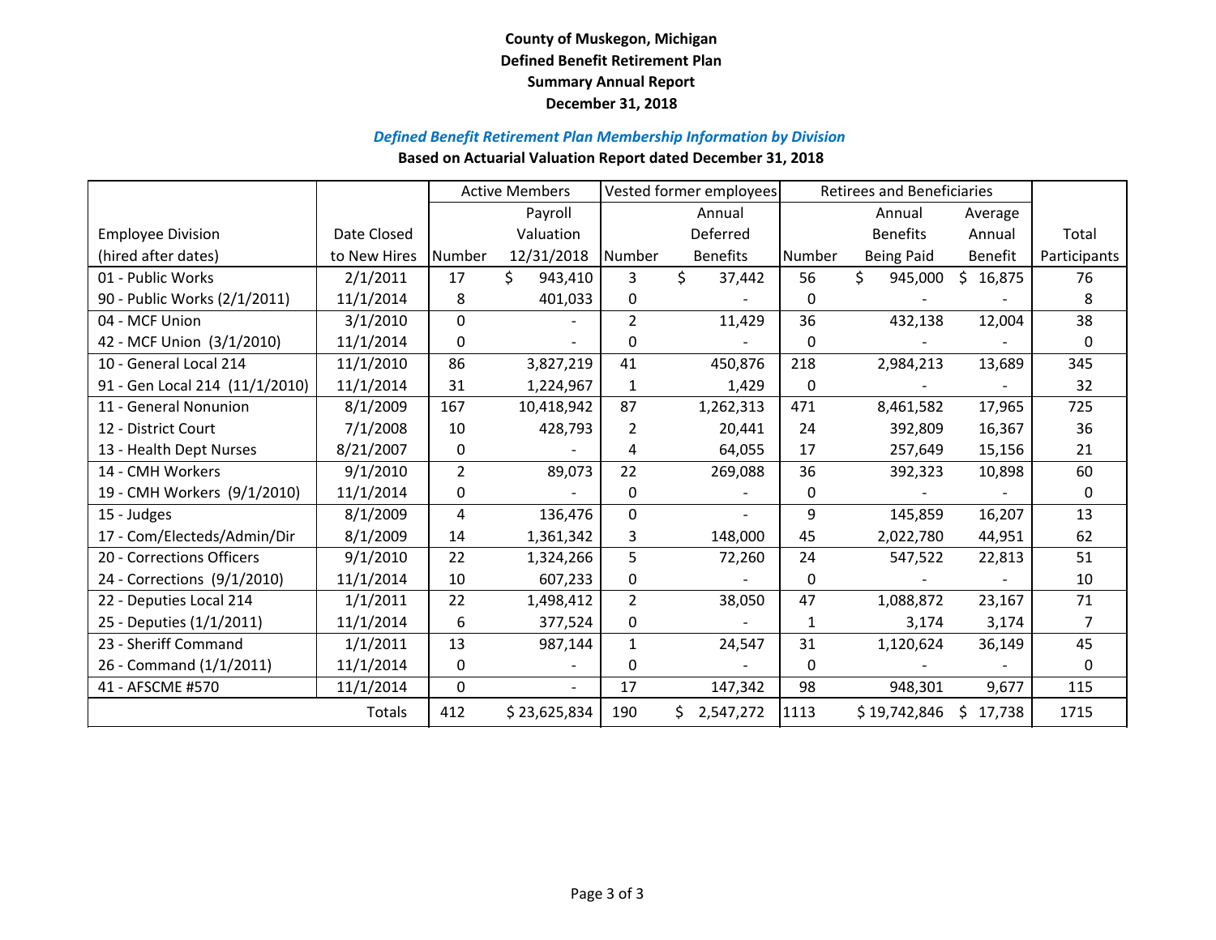**County of Muskegon, Michigan**
**Defined Benefit Retirement Plan**
**Summary Annual Report**
**December 31, 2018**

***Defined Benefit Retirement Plan Membership Information by Division***

**Based on Actuarial Valuation Report dated December 31, 2018**

| | | Active Members | | Vested former employees | | Retirees and Beneficiaries | | | |
|---|---|---|---|---|---|---|---|---|---|
| Employee Division (hired after dates) | Date Closed to New Hires | Number | Payroll Valuation 12/31/2018 | Number | Annual Deferred Benefits | Number | Annual Benefits Being Paid | Average Annual Benefit | Total Participants |
| 01 - Public Works | 2/1/2011 | 17 | $ 943,410 | 3 | $ 37,442 | 56 | $ 945,000 | $ 16,875 | 76 |
| 90 - Public Works (2/1/2011) | 11/1/2014 | 8 | 401,033 | 0 | - | 0 | - | - | 8 |
| 04 - MCF Union | 3/1/2010 | 0 | - | 2 | 11,429 | 36 | 432,138 | 12,004 | 38 |
| 42 - MCF Union (3/1/2010) | 11/1/2014 | 0 | - | 0 | - | 0 | - | - | 0 |
| 10 - General Local 214 | 11/1/2010 | 86 | 3,827,219 | 41 | 450,876 | 218 | 2,984,213 | 13,689 | 345 |
| 91 - Gen Local 214 (11/1/2010) | 11/1/2014 | 31 | 1,224,967 | 1 | 1,429 | 0 | - | - | 32 |
| 11 - General Nonunion | 8/1/2009 | 167 | 10,418,942 | 87 | 1,262,313 | 471 | 8,461,582 | 17,965 | 725 |
| 12 - District Court | 7/1/2008 | 10 | 428,793 | 2 | 20,441 | 24 | 392,809 | 16,367 | 36 |
| 13 - Health Dept Nurses | 8/21/2007 | 0 | - | 4 | 64,055 | 17 | 257,649 | 15,156 | 21 |
| 14 - CMH Workers | 9/1/2010 | 2 | 89,073 | 22 | 269,088 | 36 | 392,323 | 10,898 | 60 |
| 19 - CMH Workers (9/1/2010) | 11/1/2014 | 0 | - | 0 | - | 0 | - | - | 0 |
| 15 - Judges | 8/1/2009 | 4 | 136,476 | 0 | - | 9 | 145,859 | 16,207 | 13 |
| 17 - Com/Electeds/Admin/Dir | 8/1/2009 | 14 | 1,361,342 | 3 | 148,000 | 45 | 2,022,780 | 44,951 | 62 |
| 20 - Corrections Officers | 9/1/2010 | 22 | 1,324,266 | 5 | 72,260 | 24 | 547,522 | 22,813 | 51 |
| 24 - Corrections (9/1/2010) | 11/1/2014 | 10 | 607,233 | 0 | - | 0 | - | - | 10 |
| 22 - Deputies Local 214 | 1/1/2011 | 22 | 1,498,412 | 2 | 38,050 | 47 | 1,088,872 | 23,167 | 71 |
| 25 - Deputies (1/1/2011) | 11/1/2014 | 6 | 377,524 | 0 | - | 1 | 3,174 | 3,174 | 7 |
| 23 - Sheriff Command | 1/1/2011 | 13 | 987,144 | 1 | 24,547 | 31 | 1,120,624 | 36,149 | 45 |
| 26 - Command (1/1/2011) | 11/1/2014 | 0 | - | 0 | - | 0 | - | - | 0 |
| 41 - AFSCME #570 | 11/1/2014 | 0 | - | 17 | 147,342 | 98 | 948,301 | 9,677 | 115 |
| | Totals | 412 | $ 23,625,834 | 190 | $ 2,547,272 | 1113 | $ 19,742,846 | $ 17,738 | 1715 |